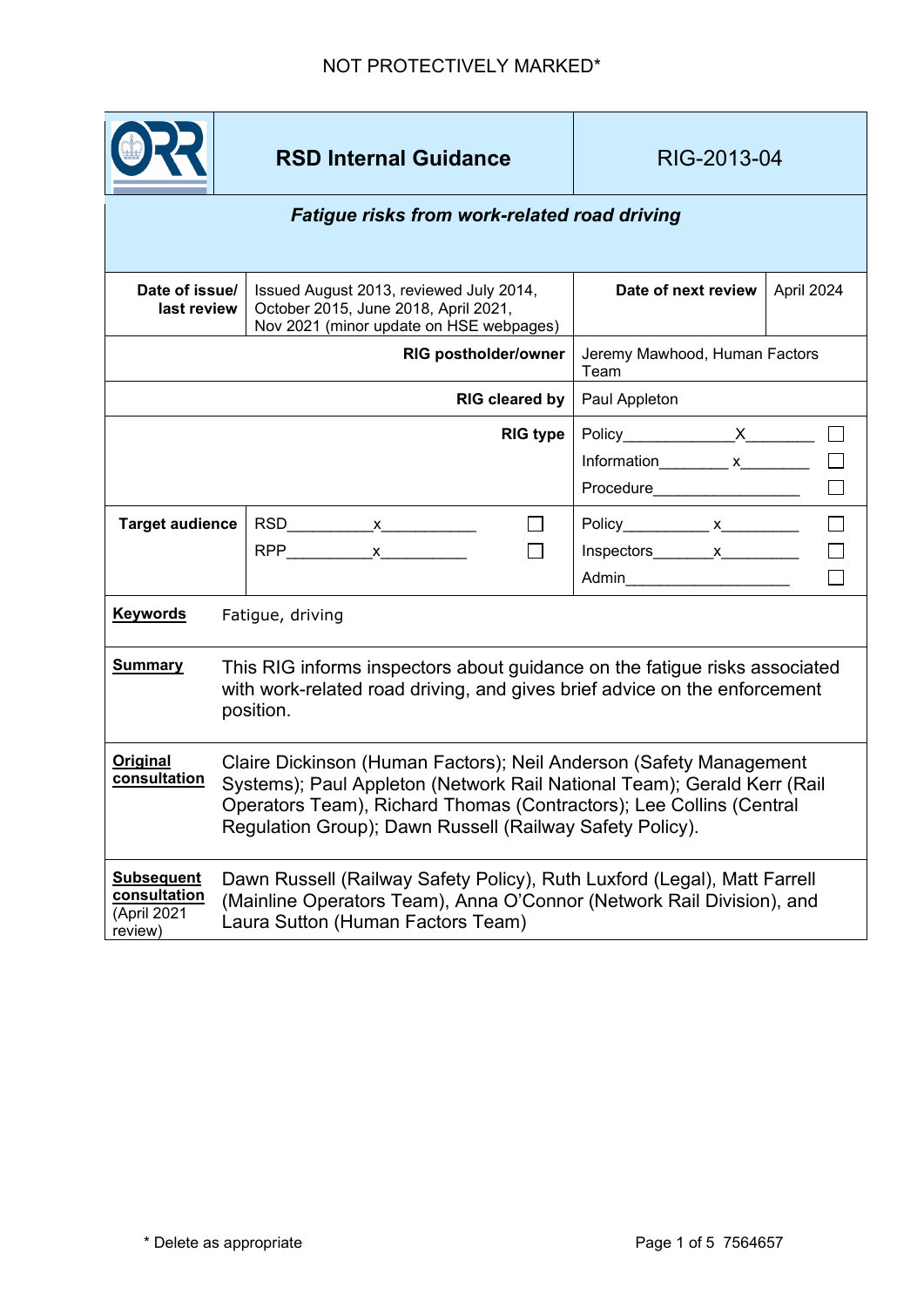NOT PROTECTIVELY MARKED*

| | **RSD Internal Guidance** | RIG-2013-04 | |
|---|---|---|---|
| ***Fatigue risks from work-related road driving*** | | | |
| **Date of issue/ last review** | Issued August 2013, reviewed July 2014, October 2015, June 2018, April 2021, Nov 2021 (minor update on HSE webpages) | **Date of next review** | April 2024 |
| **RIG postholder/owner** | | Jeremy Mawhood, Human Factors Team | |
| **RIG cleared by** | | Paul Appleton | |
| **RIG type** | | Policy_____________X________ ☐<br>Information________ x________ ☐<br>Procedure_________________ ☐ | |
| **Target audience** | RSD_________x___________ ☐<br>RPP_________x__________ ☐ | Policy__________ x_________ ☐<br>Inspectors_______x_________ ☐<br>Admin___________________ ☐ | |

**Keywords** Fatigue, driving

**Summary** This RIG informs inspectors about guidance on the fatigue risks associated with work-related road driving, and gives brief advice on the enforcement position.

**Original consultation** Claire Dickinson (Human Factors); Neil Anderson (Safety Management Systems); Paul Appleton (Network Rail National Team); Gerald Kerr (Rail Operators Team), Richard Thomas (Contractors); Lee Collins (Central Regulation Group); Dawn Russell (Railway Safety Policy).

**Subsequent consultation** (April 2021 review) Dawn Russell (Railway Safety Policy), Ruth Luxford (Legal), Matt Farrell (Mainline Operators Team), Anna O'Connor (Network Rail Division), and Laura Sutton (Human Factors Team)

\* Delete as appropriate

7564657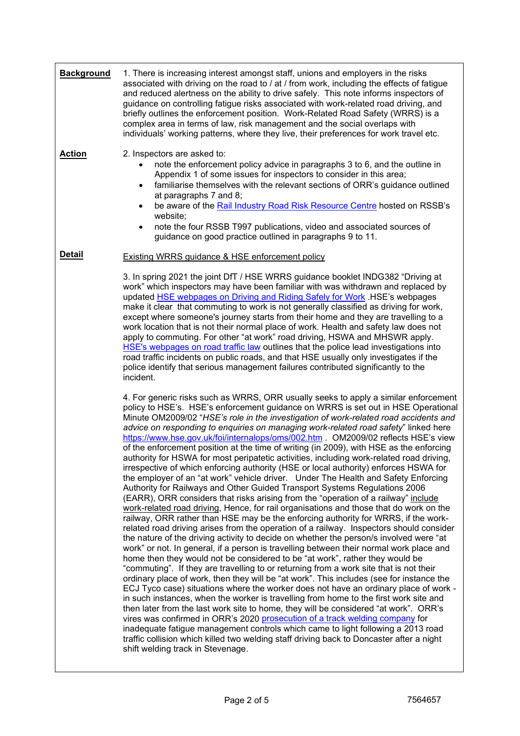**Background**

1. There is increasing interest amongst staff, unions and employers in the risks associated with driving on the road to / at / from work, including the effects of fatigue and reduced alertness on the ability to drive safely. This note informs inspectors of guidance on controlling fatigue risks associated with work-related road driving, and briefly outlines the enforcement position. Work-Related Road Safety (WRRS) is a complex area in terms of law, risk management and the social overlaps with individuals' working patterns, where they live, their preferences for work travel etc.

**Action**

2. Inspectors are asked to:

- note the enforcement policy advice in paragraphs 3 to 6, and the outline in Appendix 1 of some issues for inspectors to consider in this area;
- familiarise themselves with the relevant sections of ORR's guidance outlined at paragraphs 7 and 8;
- be aware of the Rail Industry Road Risk Resource Centre hosted on RSSB's website;
- note the four RSSB T997 publications, video and associated sources of guidance on good practice outlined in paragraphs 9 to 11.

**Detail**

Existing WRRS guidance & HSE enforcement policy

3. In spring 2021 the joint DfT / HSE WRRS guidance booklet INDG382 "Driving at work" which inspectors may have been familiar with was withdrawn and replaced by updated HSE webpages on Driving and Riding Safely for Work .HSE's webpages make it clear that commuting to work is not generally classified as driving for work, except where someone's journey starts from their home and they are travelling to a work location that is not their normal place of work. Health and safety law does not apply to commuting. For other "at work" road driving, HSWA and MHSWR apply. HSE's webpages on road traffic law outlines that the police lead investigations into road traffic incidents on public roads, and that HSE usually only investigates if the police identify that serious management failures contributed significantly to the incident.

4. For generic risks such as WRRS, ORR usually seeks to apply a similar enforcement policy to HSE's. HSE's enforcement guidance on WRRS is set out in HSE Operational Minute OM2009/02 "*HSE's role in the investigation of work-related road accidents and advice on responding to enquiries on managing work-related road safety*" linked here https://www.hse.gov.uk/foi/internalops/oms/002.htm . OM2009/02 reflects HSE's view of the enforcement position at the time of writing (in 2009), with HSE as the enforcing authority for HSWA for most peripatetic activities, including work-related road driving, irrespective of which enforcing authority (HSE or local authority) enforces HSWA for the employer of an "at work" vehicle driver. Under The Health and Safety Enforcing Authority for Railways and Other Guided Transport Systems Regulations 2006 (EARR), ORR considers that risks arising from the "operation of a railway" include work-related road driving, Hence, for rail organisations and those that do work on the railway, ORR rather than HSE may be the enforcing authority for WRRS, if the work-related road driving arises from the operation of a railway. Inspectors should consider the nature of the driving activity to decide on whether the person/s involved were "at work" or not. In general, if a person is travelling between their normal work place and home then they would not be considered to be "at work", rather they would be "commuting". If they are travelling to or returning from a work site that is not their ordinary place of work, then they will be "at work". This includes (see for instance the ECJ Tyco case) situations where the worker does not have an ordinary place of work - in such instances, when the worker is travelling from home to the first work site and then later from the last work site to home, they will be considered "at work". ORR's vires was confirmed in ORR's 2020 prosecution of a track welding company for inadequate fatigue management controls which came to light following a 2013 road traffic collision which killed two welding staff driving back to Doncaster after a night shift welding track in Stevenage.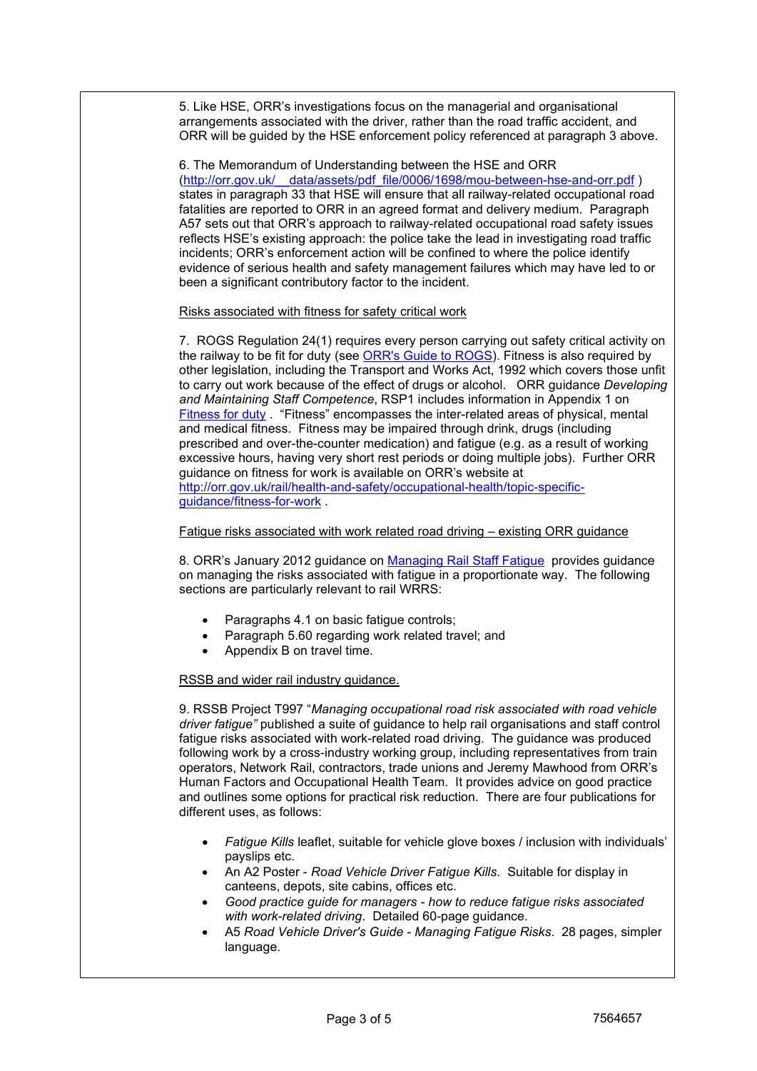5. Like HSE, ORR's investigations focus on the managerial and organisational arrangements associated with the driver, rather than the road traffic accident, and ORR will be guided by the HSE enforcement policy referenced at paragraph 3 above.

6. The Memorandum of Understanding between the HSE and ORR (http://orr.gov.uk/__data/assets/pdf_file/0006/1698/mou-between-hse-and-orr.pdf ) states in paragraph 33 that HSE will ensure that all railway-related occupational road fatalities are reported to ORR in an agreed format and delivery medium. Paragraph A57 sets out that ORR's approach to railway-related occupational road safety issues reflects HSE's existing approach: the police take the lead in investigating road traffic incidents; ORR's enforcement action will be confined to where the police identify evidence of serious health and safety management failures which may have led to or been a significant contributory factor to the incident.

Risks associated with fitness for safety critical work

7. ROGS Regulation 24(1) requires every person carrying out safety critical activity on the railway to be fit for duty (see ORR's Guide to ROGS). Fitness is also required by other legislation, including the Transport and Works Act, 1992 which covers those unfit to carry out work because of the effect of drugs or alcohol. ORR guidance *Developing and Maintaining Staff Competence*, RSP1 includes information in Appendix 1 on Fitness for duty . "Fitness" encompasses the inter-related areas of physical, mental and medical fitness. Fitness may be impaired through drink, drugs (including prescribed and over-the-counter medication) and fatigue (e.g. as a result of working excessive hours, having very short rest periods or doing multiple jobs). Further ORR guidance on fitness for work is available on ORR's website at http://orr.gov.uk/rail/health-and-safety/occupational-health/topic-specific-guidance/fitness-for-work .

Fatigue risks associated with work related road driving – existing ORR guidance

8. ORR's January 2012 guidance on Managing Rail Staff Fatigue provides guidance on managing the risks associated with fatigue in a proportionate way. The following sections are particularly relevant to rail WRRS:

- Paragraphs 4.1 on basic fatigue controls;
- Paragraph 5.60 regarding work related travel; and
- Appendix B on travel time.

RSSB and wider rail industry guidance.

9. RSSB Project T997 "*Managing occupational road risk associated with road vehicle driver fatigue"* published a suite of guidance to help rail organisations and staff control fatigue risks associated with work-related road driving. The guidance was produced following work by a cross-industry working group, including representatives from train operators, Network Rail, contractors, trade unions and Jeremy Mawhood from ORR's Human Factors and Occupational Health Team. It provides advice on good practice and outlines some options for practical risk reduction. There are four publications for different uses, as follows:

- *Fatigue Kills* leaflet, suitable for vehicle glove boxes / inclusion with individuals' payslips etc.
- An A2 Poster - *Road Vehicle Driver Fatigue Kills*. Suitable for display in canteens, depots, site cabins, offices etc.
- *Good practice guide for managers - how to reduce fatigue risks associated with work-related driving*. Detailed 60-page guidance.
- A5 *Road Vehicle Driver's Guide - Managing Fatigue Risks*. 28 pages, simpler language.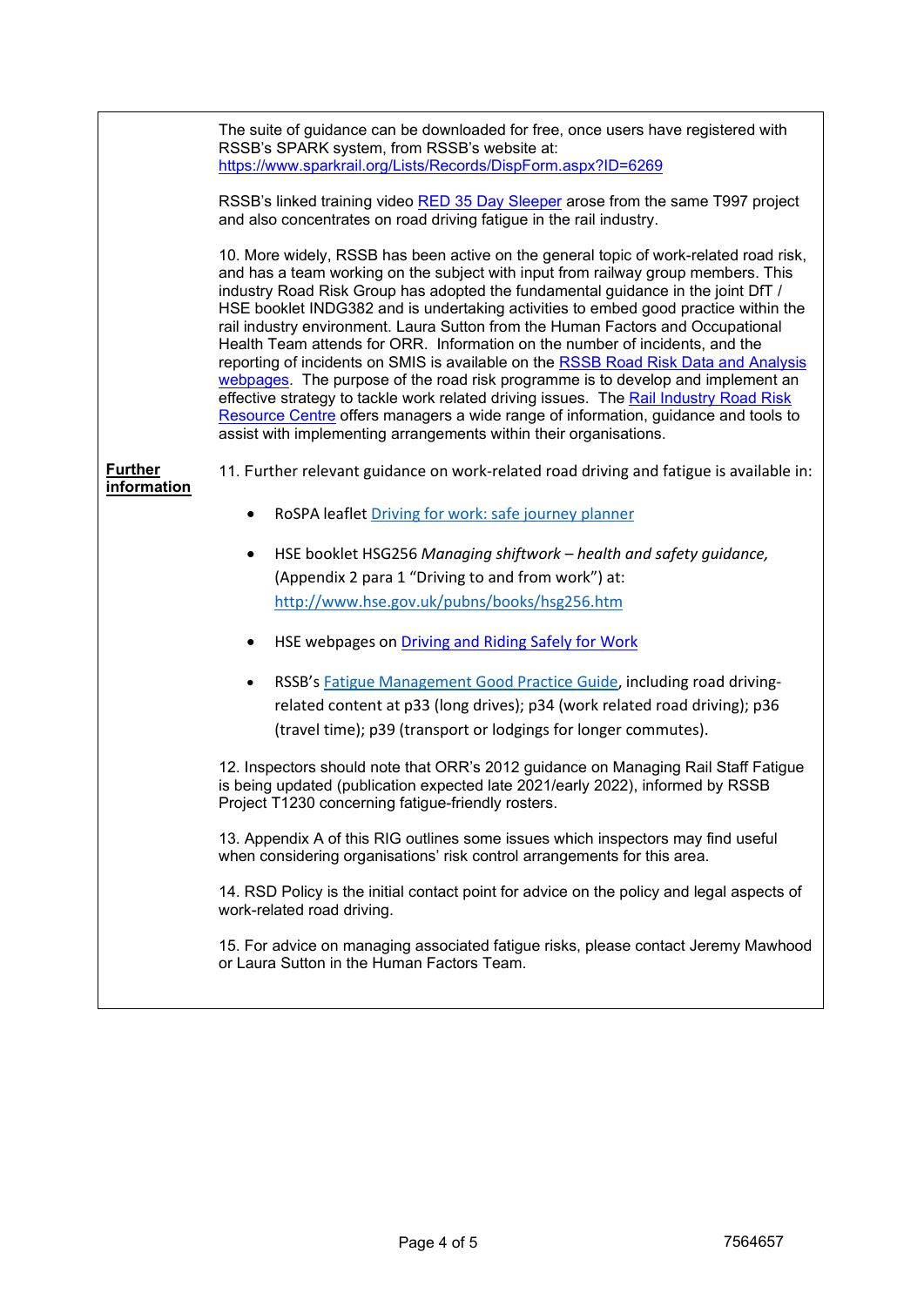The suite of guidance can be downloaded for free, once users have registered with RSSB's SPARK system, from RSSB's website at: https://www.sparkrail.org/Lists/Records/DispForm.aspx?ID=6269

RSSB's linked training video RED 35 Day Sleeper arose from the same T997 project and also concentrates on road driving fatigue in the rail industry.

10. More widely, RSSB has been active on the general topic of work-related road risk, and has a team working on the subject with input from railway group members. This industry Road Risk Group has adopted the fundamental guidance in the joint DfT / HSE booklet INDG382 and is undertaking activities to embed good practice within the rail industry environment. Laura Sutton from the Human Factors and Occupational Health Team attends for ORR. Information on the number of incidents, and the reporting of incidents on SMIS is available on the RSSB Road Risk Data and Analysis webpages. The purpose of the road risk programme is to develop and implement an effective strategy to tackle work related driving issues. The Rail Industry Road Risk Resource Centre offers managers a wide range of information, guidance and tools to assist with implementing arrangements within their organisations.

**Further information**

11. Further relevant guidance on work-related road driving and fatigue is available in:

- RoSPA leaflet Driving for work: safe journey planner
- HSE booklet HSG256 *Managing shiftwork – health and safety guidance,* (Appendix 2 para 1 "Driving to and from work") at: http://www.hse.gov.uk/pubns/books/hsg256.htm
- HSE webpages on Driving and Riding Safely for Work
- RSSB's Fatigue Management Good Practice Guide, including road driving-related content at p33 (long drives); p34 (work related road driving); p36 (travel time); p39 (transport or lodgings for longer commutes).

12. Inspectors should note that ORR's 2012 guidance on Managing Rail Staff Fatigue is being updated (publication expected late 2021/early 2022), informed by RSSB Project T1230 concerning fatigue-friendly rosters.

13. Appendix A of this RIG outlines some issues which inspectors may find useful when considering organisations' risk control arrangements for this area.

14. RSD Policy is the initial contact point for advice on the policy and legal aspects of work-related road driving.

15. For advice on managing associated fatigue risks, please contact Jeremy Mawhood or Laura Sutton in the Human Factors Team.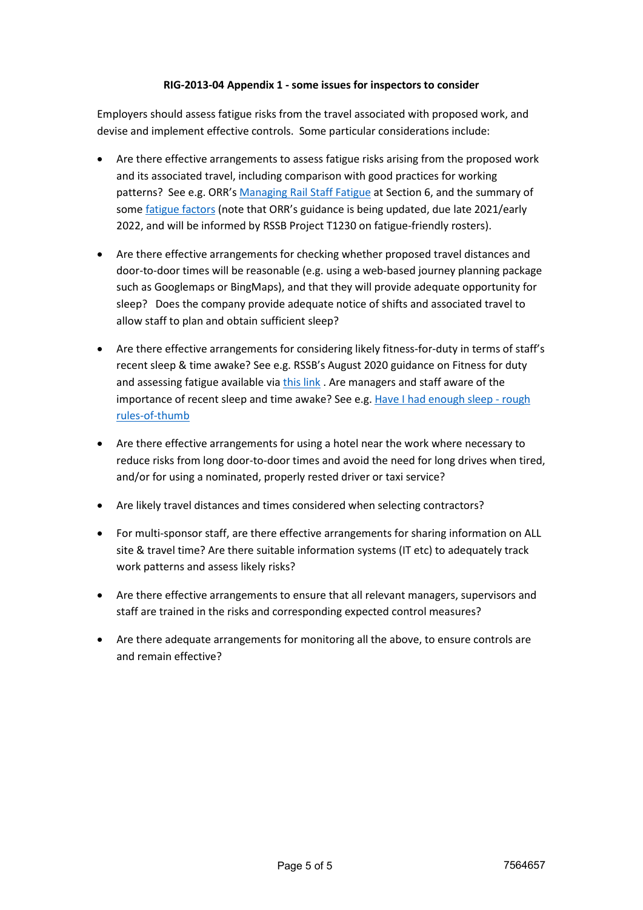**RIG-2013-04 Appendix 1 - some issues for inspectors to consider**

Employers should assess fatigue risks from the travel associated with proposed work, and devise and implement effective controls. Some particular considerations include:

- Are there effective arrangements to assess fatigue risks arising from the proposed work and its associated travel, including comparison with good practices for working patterns? See e.g. ORR's Managing Rail Staff Fatigue at Section 6, and the summary of some fatigue factors (note that ORR's guidance is being updated, due late 2021/early 2022, and will be informed by RSSB Project T1230 on fatigue-friendly rosters).

- Are there effective arrangements for checking whether proposed travel distances and door-to-door times will be reasonable (e.g. using a web-based journey planning package such as Googlemaps or BingMaps), and that they will provide adequate opportunity for sleep? Does the company provide adequate notice of shifts and associated travel to allow staff to plan and obtain sufficient sleep?

- Are there effective arrangements for considering likely fitness-for-duty in terms of staff's recent sleep & time awake? See e.g. RSSB's August 2020 guidance on Fitness for duty and assessing fatigue available via this link . Are managers and staff aware of the importance of recent sleep and time awake? See e.g. Have I had enough sleep - rough rules-of-thumb

- Are there effective arrangements for using a hotel near the work where necessary to reduce risks from long door-to-door times and avoid the need for long drives when tired, and/or for using a nominated, properly rested driver or taxi service?

- Are likely travel distances and times considered when selecting contractors?

- For multi-sponsor staff, are there effective arrangements for sharing information on ALL site & travel time? Are there suitable information systems (IT etc) to adequately track work patterns and assess likely risks?

- Are there effective arrangements to ensure that all relevant managers, supervisors and staff are trained in the risks and corresponding expected control measures?

- Are there adequate arrangements for monitoring all the above, to ensure controls are and remain effective?